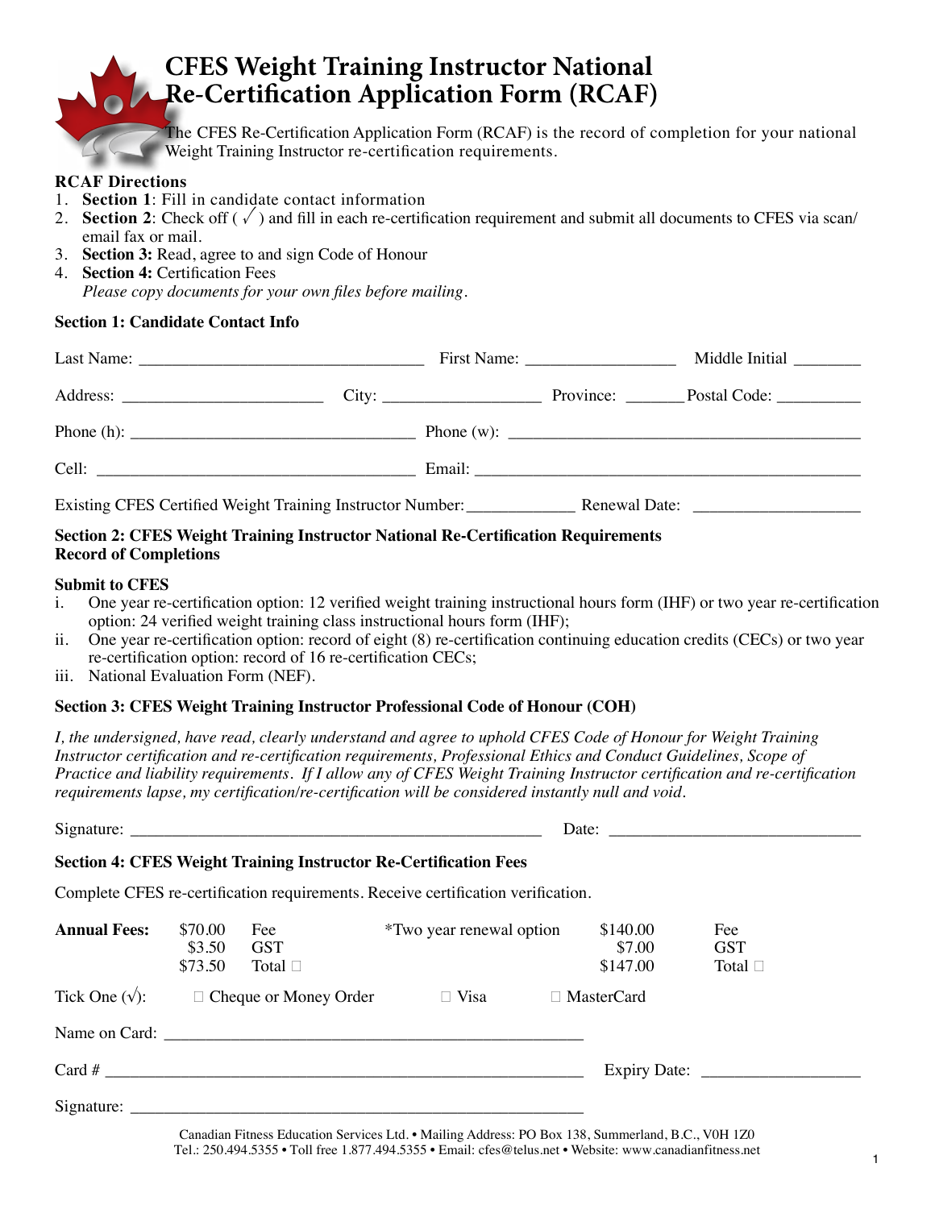# CFES Weight Training Instructor National Re-Certification Application Form (RCAF)

The CFES Re-Certification Application Form (RCAF) is the record of completion for your national Weight Training Instructor re-certification requirements.

**RCAF Directions**

1. **Section 1**: Fill in candidate contact information
2. **Section 2**: Check off ( √ ) and fill in each re-certification requirement and submit all documents to CFES via scan/email fax or mail.
3. **Section 3:** Read, agree to and sign Code of Honour
4. **Section 4:** Certification Fees
   *Please copy documents for your own files before mailing.*

### Section 1: Candidate Contact Info

Last Name: ___________________________ First Name: ______________ Middle Initial ______

Address: ___________________ City: _______________ Province: ______ Postal Code: ________

Phone (h): ___________________________ Phone (w): _________________________________

Cell: ______________________________ Email: ____________________________________

Existing CFES Certified Weight Training Instructor Number: __________ Renewal Date: ______________

### Section 2: CFES Weight Training Instructor National Re-Certification Requirements Record of Completions

**Submit to CFES**

i. One year re-certification option: 12 verified weight training instructional hours form (IHF) or two year re-certification option: 24 verified weight training class instructional hours form (IHF);
ii. One year re-certification option: record of eight (8) re-certification continuing education credits (CECs) or two year re-certification option: record of 16 re-certification CECs;
iii. National Evaluation Form (NEF).

### Section 3: CFES Weight Training Instructor Professional Code of Honour (COH)

*I, the undersigned, have read, clearly understand and agree to uphold CFES Code of Honour for Weight Training Instructor certification and re-certification requirements, Professional Ethics and Conduct Guidelines, Scope of Practice and liability requirements. If I allow any of CFES Weight Training Instructor certification and re-certification requirements lapse, my certification/re-certification will be considered instantly null and void.*

Signature: _______________________________________ Date: ________________________

### Section 4: CFES Weight Training Instructor Re-Certification Fees

Complete CFES re-certification requirements. Receive certification verification.

| **Annual Fees:** | $70.00 | Fee | *Two year renewal option | $140.00 | Fee |
|---|---|---|---|---|---|
| | $3.50 | GST | | $7.00 | GST |
| | $73.50 | Total ☐ | | $147.00 | Total ☐ |

Tick One (√): ☐ Cheque or Money Order ☐ Visa ☐ MasterCard

Name on Card: ________________________________________

Card # ______________________________________________ Expiry Date: ______________

Signature: ___________________________________________

Canadian Fitness Education Services Ltd. • Mailing Address: PO Box 138, Summerland, B.C., V0H 1Z0
Tel.: 250.494.5355 • Toll free 1.877.494.5355 • Email: cfes@telus.net • Website: www.canadianfitness.net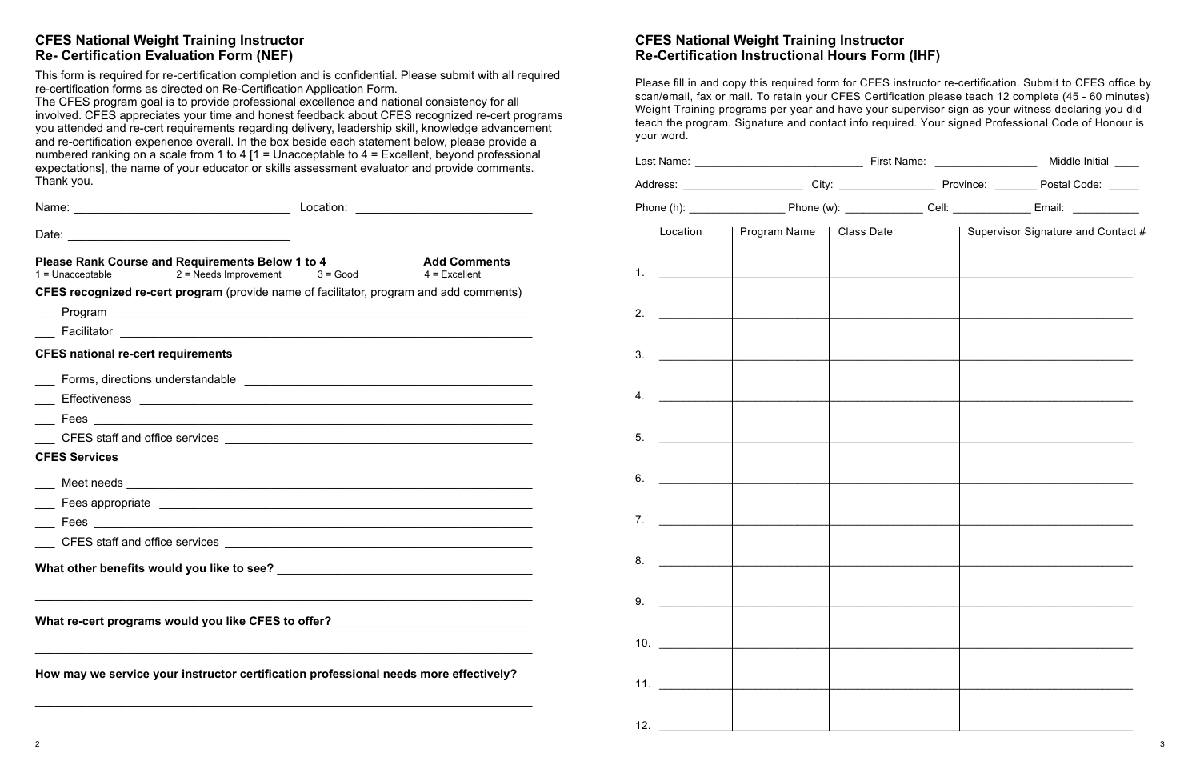## CFES National Weight Training Instructor Re- Certification Evaluation Form (NEF)

This form is required for re-certification completion and is confidential. Please submit with all required re-certification forms as directed on Re-Certification Application Form.
The CFES program goal is to provide professional excellence and national consistency for all involved. CFES appreciates your time and honest feedback about CFES recognized re-cert programs you attended and re-cert requirements regarding delivery, leadership skill, knowledge advancement and re-certification experience overall. In the box beside each statement below, please provide a numbered ranking on a scale from 1 to 4 [1 = Unacceptable to 4 = Excellent, beyond professional expectations], the name of your educator or skills assessment evaluator and provide comments. Thank you.

Name: ______________________________ Location: ______________________________

Date: ______________________________

**Please Rank Course and Requirements Below 1 to 4** **Add Comments**
1 = Unacceptable 2 = Needs Improvement 3 = Good 4 = Excellent

**CFES recognized re-cert program** (provide name of facilitator, program and add comments)

___ Program ______________________________

___ Facilitator ______________________________

**CFES national re-cert requirements**

___ Forms, directions understandable ______________________________

___ Effectiveness ______________________________

___ Fees ______________________________

___ CFES staff and office services ______________________________

**CFES Services**

___ Meet needs ______________________________

___ Fees appropriate ______________________________

___ Fees ______________________________

___ CFES staff and office services ______________________________

**What other benefits would you like to see?** ______________________________

______________________________

**What re-cert programs would you like CFES to offer?** ______________________________

______________________________

**How may we service your instructor certification professional needs more effectively?**

______________________________

## CFES National Weight Training Instructor Re-Certification Instructional Hours Form (IHF)

Please fill in and copy this required form for CFES instructor re-certification. Submit to CFES office by scan/email, fax or mail. To retain your CFES Certification please teach 12 complete (45 - 60 minutes) Weight Training programs per year and have your supervisor sign as your witness declaring you did teach the program. Signature and contact info required. Your signed Professional Code of Honour is your word.

Last Name: ______________ First Name: ______________ Middle Initial ____

Address: ______________ City: ______________ Province: _______ Postal Code: _____

Phone (h): ______________ Phone (w): ______________ Cell: ______________ Email: ______________

| | Location | Program Name | Class Date | Supervisor Signature and Contact # |
|---|---|---|---|---|
| 1. | | | | |
| 2. | | | | |
| 3. | | | | |
| 4. | | | | |
| 5. | | | | |
| 6. | | | | |
| 7. | | | | |
| 8. | | | | |
| 9. | | | | |
| 10. | | | | |
| 11. | | | | |
| 12. | | | | |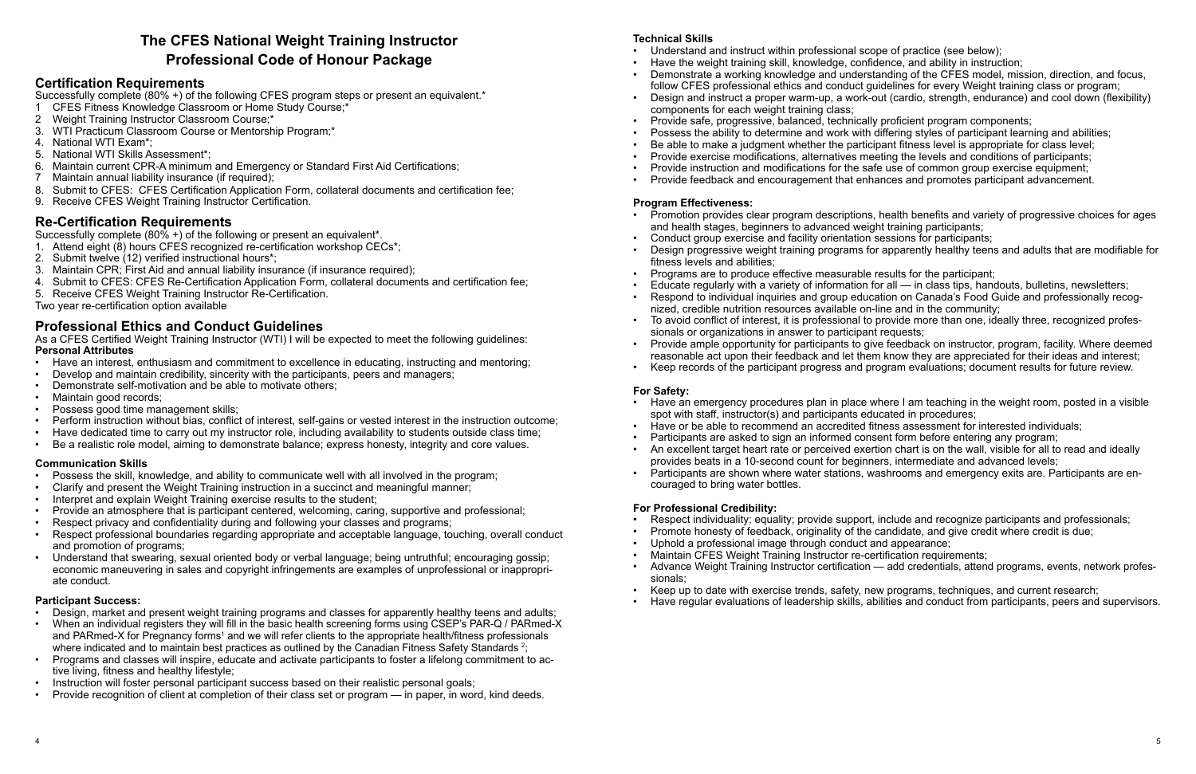# The CFES National Weight Training Instructor Professional Code of Honour Package

## Certification Requirements

Successfully complete (80% +) of the following CFES program steps or present an equivalent.*

1. CFES Fitness Knowledge Classroom or Home Study Course;*
2. Weight Training Instructor Classroom Course;*
3. WTI Practicum Classroom Course or Mentorship Program;*
4. National WTI Exam*;
5. National WTI Skills Assessment*;
6. Maintain current CPR-A minimum and Emergency or Standard First Aid Certifications;
7. Maintain annual liability insurance (if required);
8. Submit to CFES: CFES Certification Application Form, collateral documents and certification fee;
9. Receive CFES Weight Training Instructor Certification.

## Re-Certification Requirements

Successfully complete (80% +) of the following or present an equivalent*.

1. Attend eight (8) hours CFES recognized re-certification workshop CECs*;
2. Submit twelve (12) verified instructional hours*;
3. Maintain CPR; First Aid and annual liability insurance (if insurance required);
4. Submit to CFES: CFES Re-Certification Application Form, collateral documents and certification fee;
5. Receive CFES Weight Training Instructor Re-Certification.

Two year re-certification option available

## Professional Ethics and Conduct Guidelines

As a CFES Certified Weight Training Instructor (WTI) I will be expected to meet the following guidelines:

**Personal Attributes**

- Have an interest, enthusiasm and commitment to excellence in educating, instructing and mentoring;
- Develop and maintain credibility, sincerity with the participants, peers and managers;
- Demonstrate self-motivation and be able to motivate others;
- Maintain good records;
- Possess good time management skills;
- Perform instruction without bias, conflict of interest, self-gains or vested interest in the instruction outcome;
- Have dedicated time to carry out my instructor role, including availability to students outside class time;
- Be a realistic role model, aiming to demonstrate balance; express honesty, integrity and core values.

### Communication Skills

- Possess the skill, knowledge, and ability to communicate well with all involved in the program;
- Clarify and present the Weight Training instruction in a succinct and meaningful manner;
- Interpret and explain Weight Training exercise results to the student;
- Provide an atmosphere that is participant centered, welcoming, caring, supportive and professional;
- Respect privacy and confidentiality during and following your classes and programs;
- Respect professional boundaries regarding appropriate and acceptable language, touching, overall conduct and promotion of programs;
- Understand that swearing, sexual oriented body or verbal language; being untruthful; encouraging gossip; economic maneuvering in sales and copyright infringements are examples of unprofessional or inappropriate conduct.

### Participant Success:

- Design, market and present weight training programs and classes for apparently healthy teens and adults;
- When an individual registers they will fill in the basic health screening forms using CSEP's PAR-Q / PARmed-X and PARmed-X for Pregnancy forms[1] and we will refer clients to the appropriate health/fitness professionals where indicated and to maintain best practices as outlined by the Canadian Fitness Safety Standards [2];
- Programs and classes will inspire, educate and activate participants to foster a lifelong commitment to active living, fitness and healthy lifestyle;
- Instruction will foster personal participant success based on their realistic personal goals;
- Provide recognition of client at completion of their class set or program — in paper, in word, kind deeds.

### Technical Skills

- Understand and instruct within professional scope of practice (see below);
- Have the weight training skill, knowledge, confidence, and ability in instruction;
- Demonstrate a working knowledge and understanding of the CFES model, mission, direction, and focus, follow CFES professional ethics and conduct guidelines for every Weight training class or program;
- Design and instruct a proper warm-up, a work-out (cardio, strength, endurance) and cool down (flexibility) components for each weight training class;
- Provide safe, progressive, balanced, technically proficient program components;
- Possess the ability to determine and work with differing styles of participant learning and abilities;
- Be able to make a judgment whether the participant fitness level is appropriate for class level;
- Provide exercise modifications, alternatives meeting the levels and conditions of participants;
- Provide instruction and modifications for the safe use of common group exercise equipment;
- Provide feedback and encouragement that enhances and promotes participant advancement.

### Program Effectiveness:

- Promotion provides clear program descriptions, health benefits and variety of progressive choices for ages and health stages, beginners to advanced weight training participants;
- Conduct group exercise and facility orientation sessions for participants;
- Design progressive weight training programs for apparently healthy teens and adults that are modifiable for fitness levels and abilities;
- Programs are to produce effective measurable results for the participant;
- Educate regularly with a variety of information for all — in class tips, handouts, bulletins, newsletters;
- Respond to individual inquiries and group education on Canada's Food Guide and professionally recognized, credible nutrition resources available on-line and in the community;
- To avoid conflict of interest, it is professional to provide more than one, ideally three, recognized professionals or organizations in answer to participant requests;
- Provide ample opportunity for participants to give feedback on instructor, program, facility. Where deemed reasonable act upon their feedback and let them know they are appreciated for their ideas and interest;
- Keep records of the participant progress and program evaluations; document results for future review.

### For Safety:

- Have an emergency procedures plan in place where I am teaching in the weight room, posted in a visible spot with staff, instructor(s) and participants educated in procedures;
- Have or be able to recommend an accredited fitness assessment for interested individuals;
- Participants are asked to sign an informed consent form before entering any program;
- An excellent target heart rate or perceived exertion chart is on the wall, visible for all to read and ideally provides beats in a 10-second count for beginners, intermediate and advanced levels;
- Participants are shown where water stations, washrooms and emergency exits are. Participants are encouraged to bring water bottles.

### For Professional Credibility:

- Respect individuality; equality; provide support, include and recognize participants and professionals;
- Promote honesty of feedback, originality of the candidate, and give credit where credit is due;
- Uphold a professional image through conduct and appearance;
- Maintain CFES Weight Training Instructor re-certification requirements;
- Advance Weight Training Instructor certification — add credentials, attend programs, events, network professionals;
- Keep up to date with exercise trends, safety, new programs, techniques, and current research;
- Have regular evaluations of leadership skills, abilities and conduct from participants, peers and supervisors.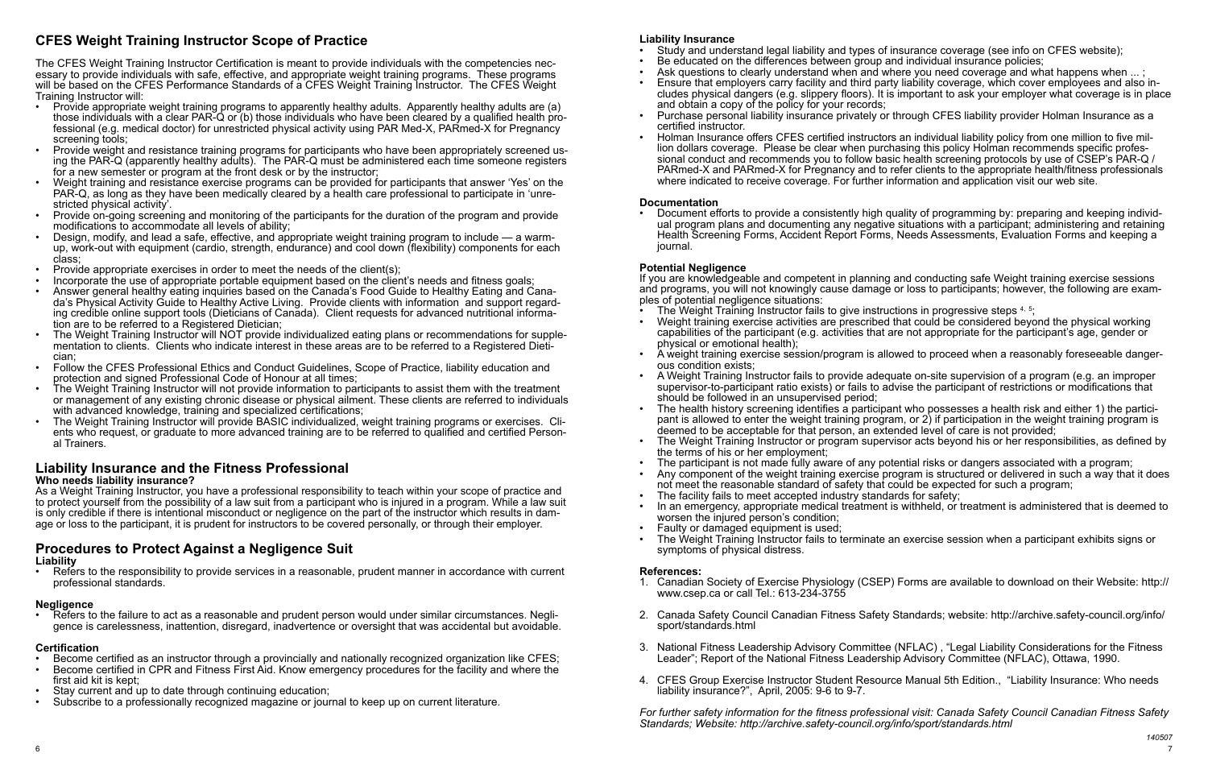## CFES Weight Training Instructor Scope of Practice

The CFES Weight Training Instructor Certification is meant to provide individuals with the competencies necessary to provide individuals with safe, effective, and appropriate weight training programs. These programs will be based on the CFES Performance Standards of a CFES Weight Training Instructor. The CFES Weight Training Instructor will:

- Provide appropriate weight training programs to apparently healthy adults. Apparently healthy adults are (a) those individuals with a clear PAR-Q or (b) those individuals who have been cleared by a qualified health professional (e.g. medical doctor) for unrestricted physical activity using PAR Med-X, PARmed-X for Pregnancy screening tools;
- Provide weight and resistance training programs for participants who have been appropriately screened using the PAR-Q (apparently healthy adults). The PAR-Q must be administered each time someone registers for a new semester or program at the front desk or by the instructor;
- Weight training and resistance exercise programs can be provided for participants that answer 'Yes' on the PAR-Q, as long as they have been medically cleared by a health care professional to participate in 'unrestricted physical activity'.
- Provide on-going screening and monitoring of the participants for the duration of the program and provide modifications to accommodate all levels of ability;
- Design, modify, and lead a safe, effective, and appropriate weight training program to include — a warm-up, work-out with equipment (cardio, strength, endurance) and cool down (flexibility) components for each class;
- Provide appropriate exercises in order to meet the needs of the client(s);
- Incorporate the use of appropriate portable equipment based on the client's needs and fitness goals;
- Answer general healthy eating inquiries based on the Canada's Food Guide to Healthy Eating and Canada's Physical Activity Guide to Healthy Active Living. Provide clients with information and support regarding credible online support tools (Dieticians of Canada). Client requests for advanced nutritional information are to be referred to a Registered Dietician;
- The Weight Training Instructor will NOT provide individualized eating plans or recommendations for supplementation to clients. Clients who indicate interest in these areas are to be referred to a Registered Dietician;
- Follow the CFES Professional Ethics and Conduct Guidelines, Scope of Practice, liability education and protection and signed Professional Code of Honour at all times;
- The Weight Training Instructor will not provide information to participants to assist them with the treatment or management of any existing chronic disease or physical ailment. These clients are referred to individuals with advanced knowledge, training and specialized certifications;
- The Weight Training Instructor will provide BASIC individualized, weight training programs or exercises. Clients who request, or graduate to more advanced training are to be referred to qualified and certified Personal Trainers.

## Liability Insurance and the Fitness Professional

### Who needs liability insurance?

As a Weight Training Instructor, you have a professional responsibility to teach within your scope of practice and to protect yourself from the possibility of a law suit from a participant who is injured in a program. While a law suit is only credible if there is intentional misconduct or negligence on the part of the instructor which results in damage or loss to the participant, it is prudent for instructors to be covered personally, or through their employer.

## Procedures to Protect Against a Negligence Suit

### Liability

- Refers to the responsibility to provide services in a reasonable, prudent manner in accordance with current professional standards.

### Negligence

- Refers to the failure to act as a reasonable and prudent person would under similar circumstances. Negligence is carelessness, inattention, disregard, inadvertence or oversight that was accidental but avoidable.

### Certification

- Become certified as an instructor through a provincially and nationally recognized organization like CFES;
- Become certified in CPR and Fitness First Aid. Know emergency procedures for the facility and where the first aid kit is kept;
- Stay current and up to date through continuing education;
- Subscribe to a professionally recognized magazine or journal to keep up on current literature.

### Liability Insurance

- Study and understand legal liability and types of insurance coverage (see info on CFES website);
- Be educated on the differences between group and individual insurance policies;
- Ask questions to clearly understand when and where you need coverage and what happens when ... ;
- Ensure that employers carry facility and third party liability coverage, which cover employees and also includes physical dangers (e.g. slippery floors). It is important to ask your employer what coverage is in place and obtain a copy of the policy for your records;
- Purchase personal liability insurance privately or through CFES liability provider Holman Insurance as a certified instructor.
- Holman Insurance offers CFES certified instructors an individual liability policy from one million to five million dollars coverage. Please be clear when purchasing this policy Holman recommends specific professional conduct and recommends you to follow basic health screening protocols by use of CSEP's PAR-Q / PARmed-X and PARmed-X for Pregnancy and to refer clients to the appropriate health/fitness professionals where indicated to receive coverage. For further information and application visit our web site.

### Documentation

- Document efforts to provide a consistently high quality of programming by: preparing and keeping individual program plans and documenting any negative situations with a participant; administering and retaining Health Screening Forms, Accident Report Forms, Needs Assessments, Evaluation Forms and keeping a journal.

### Potential Negligence

If you are knowledgeable and competent in planning and conducting safe Weight training exercise sessions and programs, you will not knowingly cause damage or loss to participants; however, the following are examples of potential negligence situations:

- The Weight Training Instructor fails to give instructions in progressive steps [4, 5];
- Weight training exercise activities are prescribed that could be considered beyond the physical working capabilities of the participant (e.g. activities that are not appropriate for the participant's age, gender or physical or emotional health);
- A weight training exercise session/program is allowed to proceed when a reasonably foreseeable dangerous condition exists;
- A Weight Training Instructor fails to provide adequate on-site supervision of a program (e.g. an improper supervisor-to-participant ratio exists) or fails to advise the participant of restrictions or modifications that should be followed in an unsupervised period;
- The health history screening identifies a participant who possesses a health risk and either 1) the participant is allowed to enter the weight training program, or 2) if participation in the weight training program is deemed to be acceptable for that person, an extended level of care is not provided;
- The Weight Training Instructor or program supervisor acts beyond his or her responsibilities, as defined by the terms of his or her employment;
- The participant is not made fully aware of any potential risks or dangers associated with a program;
- Any component of the weight training exercise program is structured or delivered in such a way that it does not meet the reasonable standard of safety that could be expected for such a program;
- The facility fails to meet accepted industry standards for safety;
- In an emergency, appropriate medical treatment is withheld, or treatment is administered that is deemed to worsen the injured person's condition;
- Faulty or damaged equipment is used;
- The Weight Training Instructor fails to terminate an exercise session when a participant exhibits signs or symptoms of physical distress.

### References:

1. Canadian Society of Exercise Physiology (CSEP) Forms are available to download on their Website: http://www.csep.ca or call Tel.: 613-234-3755
2. Canada Safety Council Canadian Fitness Safety Standards; website: http://archive.safety-council.org/info/sport/standards.html
3. National Fitness Leadership Advisory Committee (NFLAC) , "Legal Liability Considerations for the Fitness Leader"; Report of the National Fitness Leadership Advisory Committee (NFLAC), Ottawa, 1990.
4. CFES Group Exercise Instructor Student Resource Manual 5th Edition., "Liability Insurance: Who needs liability insurance?", April, 2005: 9-6 to 9-7.

*For further safety information for the fitness professional visit: Canada Safety Council Canadian Fitness Safety Standards; Website: http://archive.safety-council.org/info/sport/standards.html*

140507